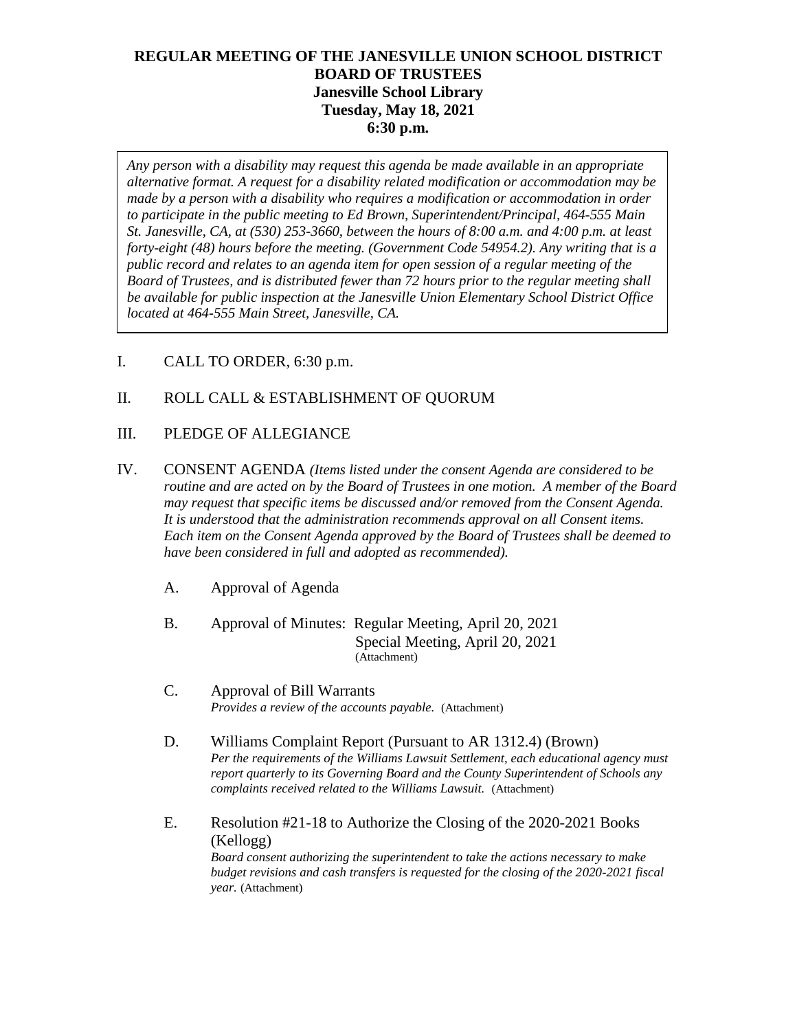**REGULAR MEETING OF THE JANESVILLE UNION SCHOOL DISTRICT**
**BOARD OF TRUSTEES**
**Janesville School Library**
**Tuesday, May 18, 2021**
**6:30 p.m.**

*Any person with a disability may request this agenda be made available in an appropriate alternative format. A request for a disability related modification or accommodation may be made by a person with a disability who requires a modification or accommodation in order to participate in the public meeting to Ed Brown, Superintendent/Principal, 464-555 Main St. Janesville, CA, at (530) 253-3660, between the hours of 8:00 a.m. and 4:00 p.m. at least forty-eight (48) hours before the meeting. (Government Code 54954.2). Any writing that is a public record and relates to an agenda item for open session of a regular meeting of the Board of Trustees, and is distributed fewer than 72 hours prior to the regular meeting shall be available for public inspection at the Janesville Union Elementary School District Office located at 464-555 Main Street, Janesville, CA.*

I. CALL TO ORDER, 6:30 p.m.

II. ROLL CALL & ESTABLISHMENT OF QUORUM

III. PLEDGE OF ALLEGIANCE

IV. CONSENT AGENDA *(Items listed under the consent Agenda are considered to be routine and are acted on by the Board of Trustees in one motion. A member of the Board may request that specific items be discussed and/or removed from the Consent Agenda. It is understood that the administration recommends approval on all Consent items. Each item on the Consent Agenda approved by the Board of Trustees shall be deemed to have been considered in full and adopted as recommended).*

A. Approval of Agenda

B. Approval of Minutes: Regular Meeting, April 20, 2021
Special Meeting, April 20, 2021
(Attachment)

C. Approval of Bill Warrants
*Provides a review of the accounts payable.* (Attachment)

D. Williams Complaint Report (Pursuant to AR 1312.4) (Brown)
*Per the requirements of the Williams Lawsuit Settlement, each educational agency must report quarterly to its Governing Board and the County Superintendent of Schools any complaints received related to the Williams Lawsuit.* (Attachment)

E. Resolution #21-18 to Authorize the Closing of the 2020-2021 Books (Kellogg)
*Board consent authorizing the superintendent to take the actions necessary to make budget revisions and cash transfers is requested for the closing of the 2020-2021 fiscal year.* (Attachment)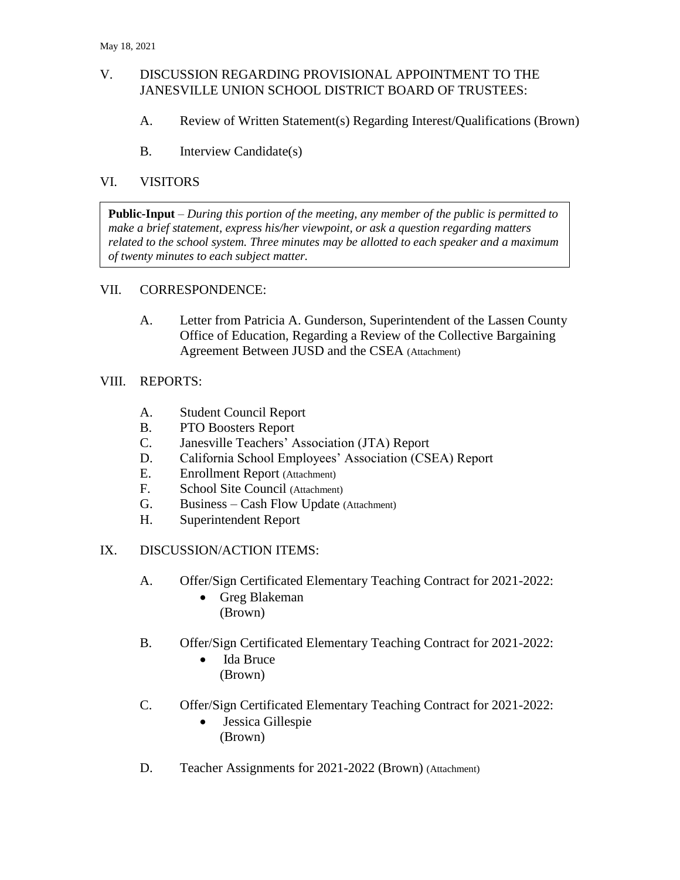## V. DISCUSSION REGARDING PROVISIONAL APPOINTMENT TO THE JANESVILLE UNION SCHOOL DISTRICT BOARD OF TRUSTEES:

A. Review of Written Statement(s) Regarding Interest/Qualifications (Brown)

B. Interview Candidate(s)

## VI. VISITORS

**Public-Input** – *During this portion of the meeting, any member of the public is permitted to make a brief statement, express his/her viewpoint, or ask a question regarding matters related to the school system. Three minutes may be allotted to each speaker and a maximum of twenty minutes to each subject matter.*

## VII. CORRESPONDENCE:

A. Letter from Patricia A. Gunderson, Superintendent of the Lassen County Office of Education, Regarding a Review of the Collective Bargaining Agreement Between JUSD and the CSEA (Attachment)

## VIII. REPORTS:

A. Student Council Report
B. PTO Boosters Report
C. Janesville Teachers' Association (JTA) Report
D. California School Employees' Association (CSEA) Report
E. Enrollment Report (Attachment)
F. School Site Council (Attachment)
G. Business – Cash Flow Update (Attachment)
H. Superintendent Report

## IX. DISCUSSION/ACTION ITEMS:

A. Offer/Sign Certificated Elementary Teaching Contract for 2021-2022:
- Greg Blakeman
(Brown)

B. Offer/Sign Certificated Elementary Teaching Contract for 2021-2022:
- Ida Bruce
(Brown)

C. Offer/Sign Certificated Elementary Teaching Contract for 2021-2022:
- Jessica Gillespie
(Brown)

D. Teacher Assignments for 2021-2022 (Brown) (Attachment)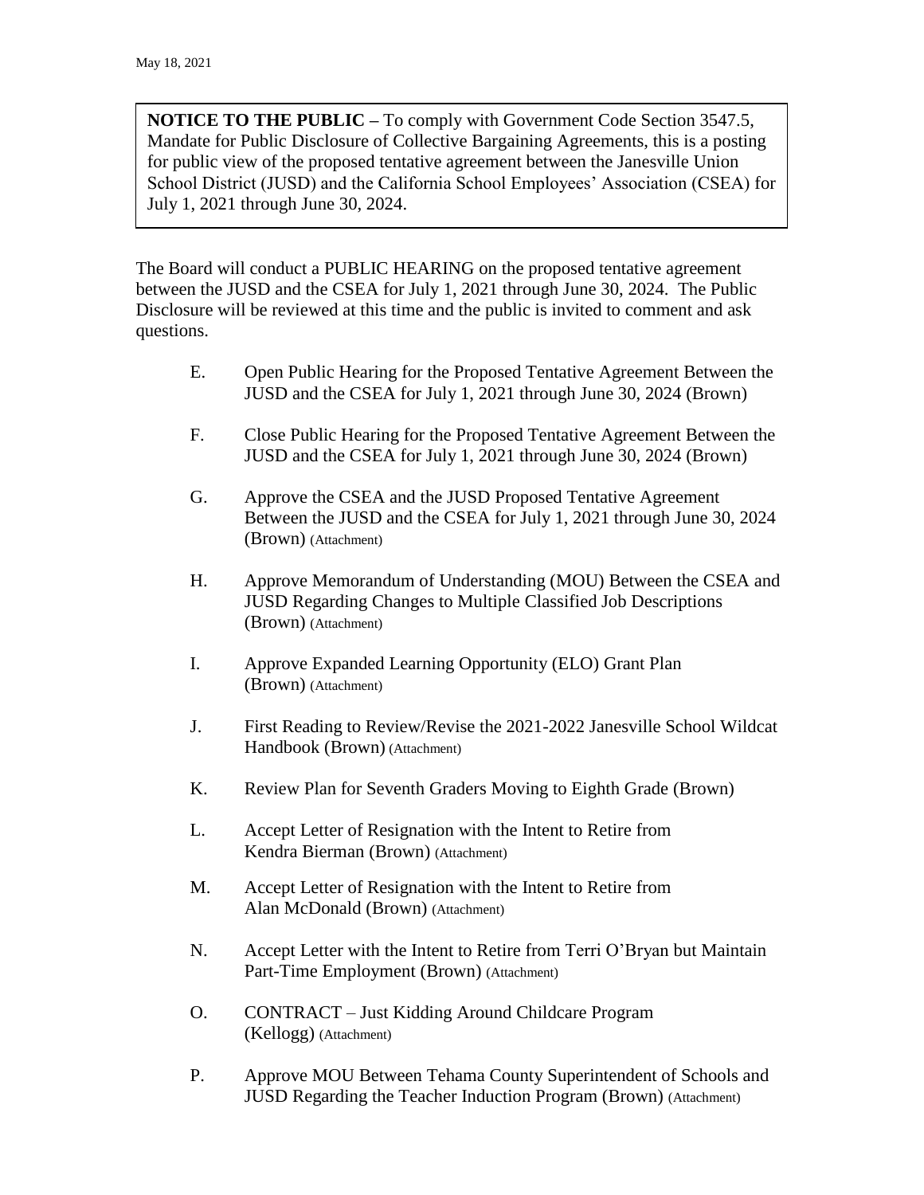May 18, 2021

**NOTICE TO THE PUBLIC –** To comply with Government Code Section 3547.5, Mandate for Public Disclosure of Collective Bargaining Agreements, this is a posting for public view of the proposed tentative agreement between the Janesville Union School District (JUSD) and the California School Employees' Association (CSEA) for July 1, 2021 through June 30, 2024.

The Board will conduct a PUBLIC HEARING on the proposed tentative agreement between the JUSD and the CSEA for July 1, 2021 through June 30, 2024. The Public Disclosure will be reviewed at this time and the public is invited to comment and ask questions.

E. Open Public Hearing for the Proposed Tentative Agreement Between the JUSD and the CSEA for July 1, 2021 through June 30, 2024 (Brown)

F. Close Public Hearing for the Proposed Tentative Agreement Between the JUSD and the CSEA for July 1, 2021 through June 30, 2024 (Brown)

G. Approve the CSEA and the JUSD Proposed Tentative Agreement Between the JUSD and the CSEA for July 1, 2021 through June 30, 2024 (Brown) (Attachment)

H. Approve Memorandum of Understanding (MOU) Between the CSEA and JUSD Regarding Changes to Multiple Classified Job Descriptions (Brown) (Attachment)

I. Approve Expanded Learning Opportunity (ELO) Grant Plan (Brown) (Attachment)

J. First Reading to Review/Revise the 2021-2022 Janesville School Wildcat Handbook (Brown) (Attachment)

K. Review Plan for Seventh Graders Moving to Eighth Grade (Brown)

L. Accept Letter of Resignation with the Intent to Retire from Kendra Bierman (Brown) (Attachment)

M. Accept Letter of Resignation with the Intent to Retire from Alan McDonald (Brown) (Attachment)

N. Accept Letter with the Intent to Retire from Terri O'Bryan but Maintain Part-Time Employment (Brown) (Attachment)

O. CONTRACT – Just Kidding Around Childcare Program (Kellogg) (Attachment)

P. Approve MOU Between Tehama County Superintendent of Schools and JUSD Regarding the Teacher Induction Program (Brown) (Attachment)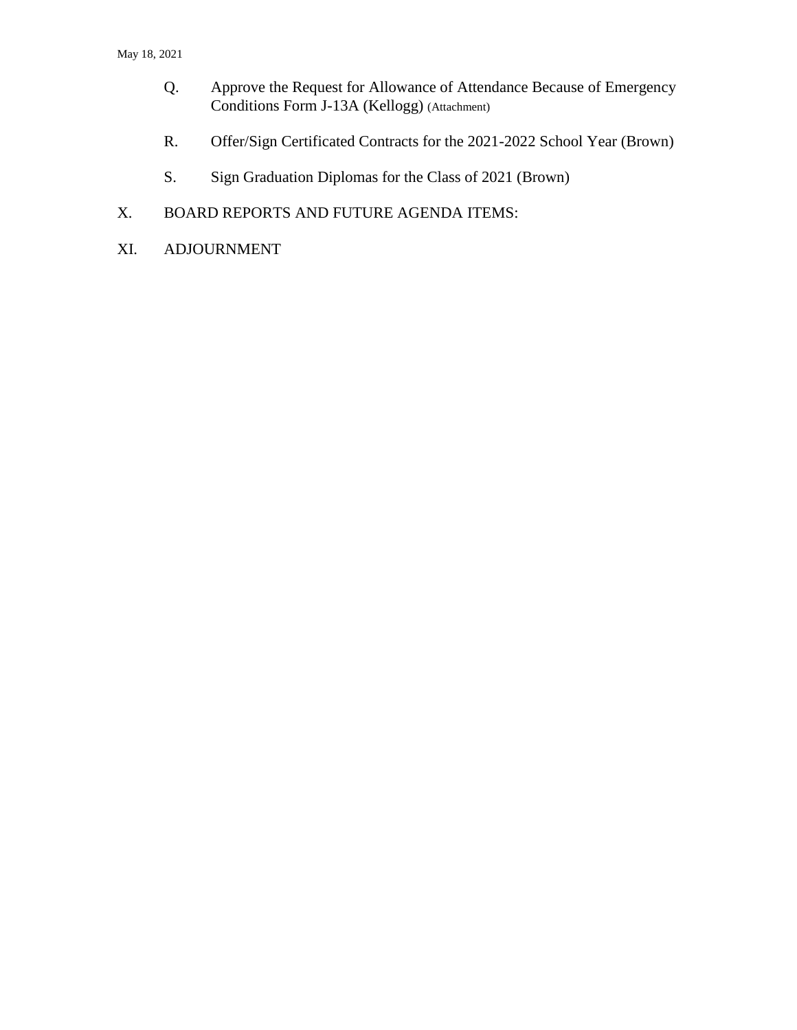Q. Approve the Request for Allowance of Attendance Because of Emergency Conditions Form J-13A (Kellogg) (Attachment)

R. Offer/Sign Certificated Contracts for the 2021-2022 School Year (Brown)

S. Sign Graduation Diplomas for the Class of 2021 (Brown)

X. BOARD REPORTS AND FUTURE AGENDA ITEMS:

XI. ADJOURNMENT